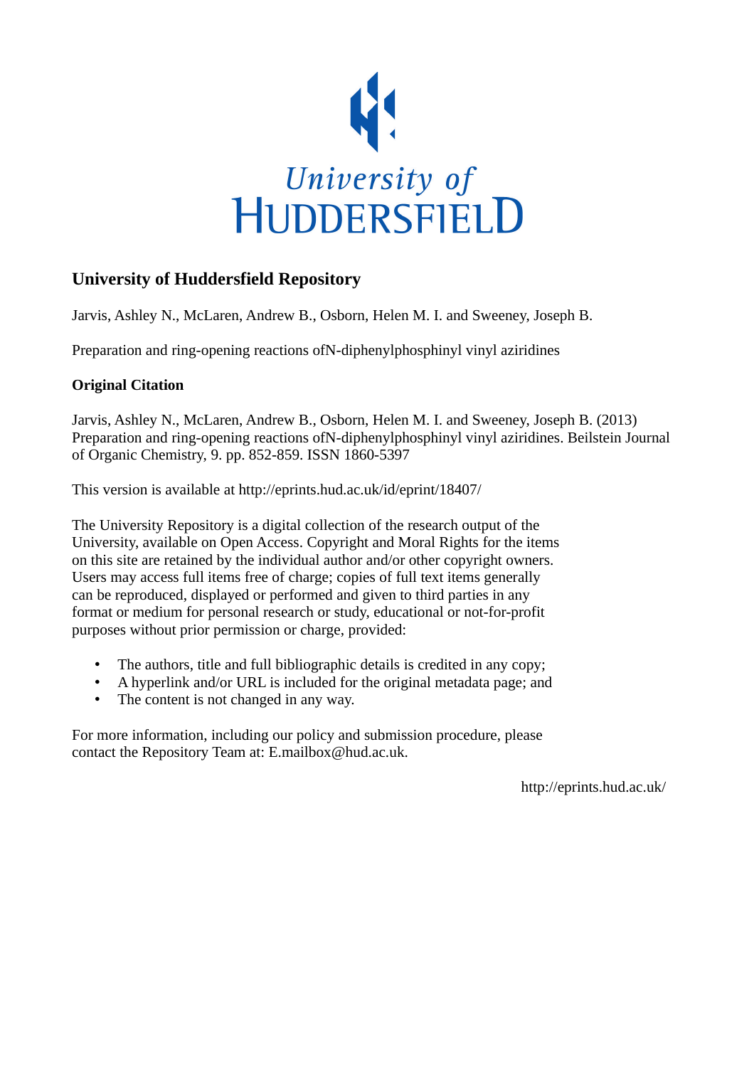University of HUDDERSFIELD

## University of Huddersfield Repository

Jarvis, Ashley N., McLaren, Andrew B., Osborn, Helen M. I. and Sweeney, Joseph B.

Preparation and ring-opening reactions ofN-diphenylphosphinyl vinyl aziridines

### Original Citation

Jarvis, Ashley N., McLaren, Andrew B., Osborn, Helen M. I. and Sweeney, Joseph B. (2013) Preparation and ring-opening reactions ofN-diphenylphosphinyl vinyl aziridines. Beilstein Journal of Organic Chemistry, 9. pp. 852-859. ISSN 1860-5397

This version is available at http://eprints.hud.ac.uk/id/eprint/18407/

The University Repository is a digital collection of the research output of the University, available on Open Access. Copyright and Moral Rights for the items on this site are retained by the individual author and/or other copyright owners. Users may access full items free of charge; copies of full text items generally can be reproduced, displayed or performed and given to third parties in any format or medium for personal research or study, educational or not-for-profit purposes without prior permission or charge, provided:

- The authors, title and full bibliographic details is credited in any copy;
- A hyperlink and/or URL is included for the original metadata page; and
- The content is not changed in any way.

For more information, including our policy and submission procedure, please contact the Repository Team at: E.mailbox@hud.ac.uk.

http://eprints.hud.ac.uk/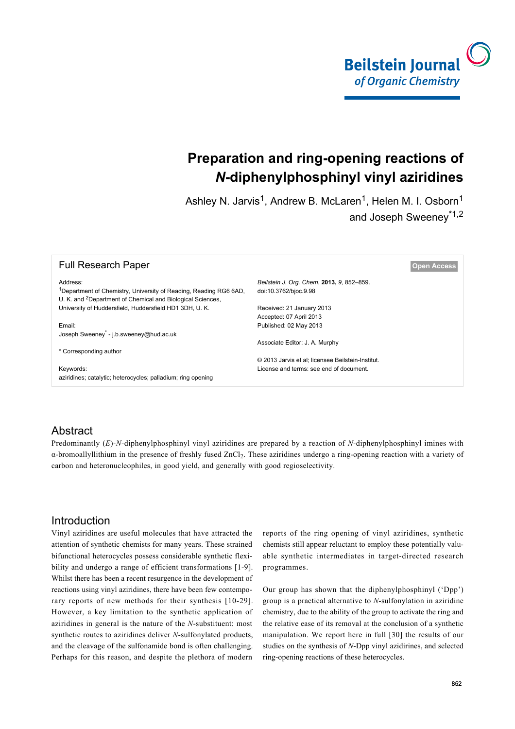# Preparation and ring-opening reactions of *N*-diphenylphosphinyl vinyl aziridines

Ashley N. Jarvis[1], Andrew B. McLaren[1], Helen M. I. Osborn[1] and Joseph Sweeney[*1,2]

**Full Research Paper** — Open Access

Address:
[1]Department of Chemistry, University of Reading, Reading RG6 6AD, U. K. and [2]Department of Chemical and Biological Sciences, University of Huddersfield, Huddersfield HD1 3DH, U. K.

Email:
Joseph Sweeney[*] - j.b.sweeney@hud.ac.uk

* Corresponding author

Keywords:
aziridines; catalytic; heterocycles; palladium; ring opening

*Beilstein J. Org. Chem.* **2013,** *9,* 852–859.
doi:10.3762/bjoc.9.98

Received: 21 January 2013
Accepted: 07 April 2013
Published: 02 May 2013

Associate Editor: J. A. Murphy

© 2013 Jarvis et al; licensee Beilstein-Institut.
License and terms: see end of document.

## Abstract

Predominantly (*E*)-*N*-diphenylphosphinyl vinyl aziridines are prepared by a reaction of *N*-diphenylphosphinyl imines with α-bromoallyllithium in the presence of freshly fused $ZnCl_2$. These aziridines undergo a ring-opening reaction with a variety of carbon and heteronucleophiles, in good yield, and generally with good regioselectivity.

## Introduction

Vinyl aziridines are useful molecules that have attracted the attention of synthetic chemists for many years. These strained bifunctional heterocycles possess considerable synthetic flexibility and undergo a range of efficient transformations [1-9]. Whilst there has been a recent resurgence in the development of reactions using vinyl aziridines, there have been few contemporary reports of new methods for their synthesis [10-29]. However, a key limitation to the synthetic application of aziridines in general is the nature of the *N*-substituent: most synthetic routes to aziridines deliver *N*-sulfonylated products, and the cleavage of the sulfonamide bond is often challenging. Perhaps for this reason, and despite the plethora of modern reports of the ring opening of vinyl aziridines, synthetic chemists still appear reluctant to employ these potentially valuable synthetic intermediates in target-directed research programmes.

Our group has shown that the diphenylphosphinyl ('Dpp') group is a practical alternative to *N*-sulfonylation in aziridine chemistry, due to the ability of the group to activate the ring and the relative ease of its removal at the conclusion of a synthetic manipulation. We report here in full [30] the results of our studies on the synthesis of *N*-Dpp vinyl azidirines, and selected ring-opening reactions of these heterocycles.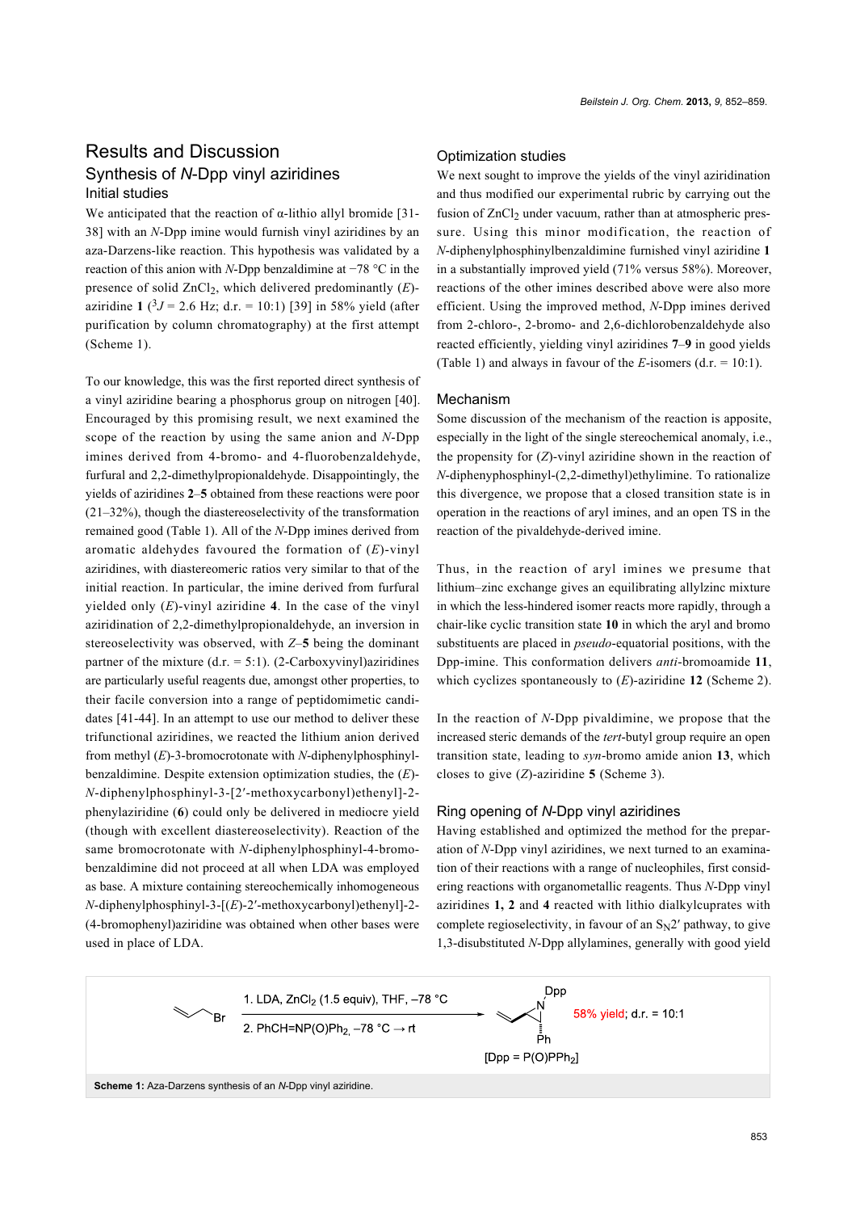## Results and Discussion

### Synthesis of *N*-Dpp vinyl aziridines

#### Initial studies

We anticipated that the reaction of α-lithio allyl bromide [31-38] with an *N*-Dpp imine would furnish vinyl aziridines by an aza-Darzens-like reaction. This hypothesis was validated by a reaction of this anion with *N*-Dpp benzaldimine at −78 °C in the presence of solid $ZnCl_2$, which delivered predominantly (*E*)-aziridine **1** ($^3J$ = 2.6 Hz; d.r. = 10:1) [39] in 58% yield (after purification by column chromatography) at the first attempt (Scheme 1).

To our knowledge, this was the first reported direct synthesis of a vinyl aziridine bearing a phosphorus group on nitrogen [40]. Encouraged by this promising result, we next examined the scope of the reaction by using the same anion and *N*-Dpp imines derived from 4-bromo- and 4-fluorobenzaldehyde, furfural and 2,2-dimethylpropionaldehyde. Disappointingly, the yields of aziridines **2**–**5** obtained from these reactions were poor (21–32%), though the diastereoselectivity of the transformation remained good (Table 1). All of the *N*-Dpp imines derived from aromatic aldehydes favoured the formation of (*E*)-vinyl aziridines, with diastereomeric ratios very similar to that of the initial reaction. In particular, the imine derived from furfural yielded only (*E*)-vinyl aziridine **4**. In the case of the vinyl aziridination of 2,2-dimethylpropionaldehyde, an inversion in stereoselectivity was observed, with *Z*–**5** being the dominant partner of the mixture (d.r. = 5:1). (2-Carboxyvinyl)aziridines are particularly useful reagents due, amongst other properties, to their facile conversion into a range of peptidomimetic candidates [41-44]. In an attempt to use our method to deliver these trifunctional aziridines, we reacted the lithium anion derived from methyl (*E*)-3-bromocrotonate with *N*-diphenylphosphinylbenzaldimine. Despite extension optimization studies, the (*E*)-*N*-diphenylphosphinyl-3-[2′-methoxycarbonyl)ethenyl]-2-phenylaziridine (**6**) could only be delivered in mediocre yield (though with excellent diastereoselectivity). Reaction of the same bromocrotonate with *N*-diphenylphosphinyl-4-bromobenzaldimine did not proceed at all when LDA was employed as base. A mixture containing stereochemically inhomogeneous *N*-diphenylphosphinyl-3-[(*E*)-2′-methoxycarbonyl)ethenyl]-2-(4-bromophenyl)aziridine was obtained when other bases were used in place of LDA.

#### Optimization studies

We next sought to improve the yields of the vinyl aziridination and thus modified our experimental rubric by carrying out the fusion of $ZnCl_2$ under vacuum, rather than at atmospheric pressure. Using this minor modification, the reaction of *N*-diphenylphosphinylbenzaldimine furnished vinyl aziridine **1** in a substantially improved yield (71% versus 58%). Moreover, reactions of the other imines described above were also more efficient. Using the improved method, *N*-Dpp imines derived from 2-chloro-, 2-bromo- and 2,6-dichlorobenzaldehyde also reacted efficiently, yielding vinyl aziridines **7**–**9** in good yields (Table 1) and always in favour of the *E*-isomers (d.r. = 10:1).

#### Mechanism

Some discussion of the mechanism of the reaction is apposite, especially in the light of the single stereochemical anomaly, i.e., the propensity for (*Z*)-vinyl aziridine shown in the reaction of *N*-diphenylphosphinyl-(2,2-dimethyl)ethylimine. To rationalize this divergence, we propose that a closed transition state is in operation in the reactions of aryl imines, and an open TS in the reaction of the pivaldehyde-derived imine.

Thus, in the reaction of aryl imines we presume that lithium–zinc exchange gives an equilibrating allylzinc mixture in which the less-hindered isomer reacts more rapidly, through a chair-like cyclic transition state **10** in which the aryl and bromo substituents are placed in *pseudo*-equatorial positions, with the Dpp-imine. This conformation delivers *anti*-bromoamide **11**, which cyclizes spontaneously to (*E*)-aziridine **12** (Scheme 2).

In the reaction of *N*-Dpp pivaldimine, we propose that the increased steric demands of the *tert*-butyl group require an open transition state, leading to *syn*-bromo amide anion **13**, which closes to give (*Z*)-aziridine **5** (Scheme 3).

### Ring opening of *N*-Dpp vinyl aziridines

Having established and optimized the method for the preparation of *N*-Dpp vinyl aziridines, we next turned to an examination of their reactions with a range of nucleophiles, first considering reactions with organometallic reagents. Thus *N*-Dpp vinyl aziridines **1, 2** and **4** reacted with lithio dialkylcuprates with complete regioselectivity, in favour of an $S_N2'$ pathway, to give 1,3-disubstituted *N*-Dpp allylamines, generally with good yield

1. LDA, $ZnCl_2$ (1.5 equiv), THF, −78 °C
2. PhCH=NP(O)$Ph_2$, −78 °C → rt

58% yield; d.r. = 10:1

[Dpp = P(O)$PPh_2$]

**Scheme 1:** Aza-Darzens synthesis of an *N*-Dpp vinyl aziridine.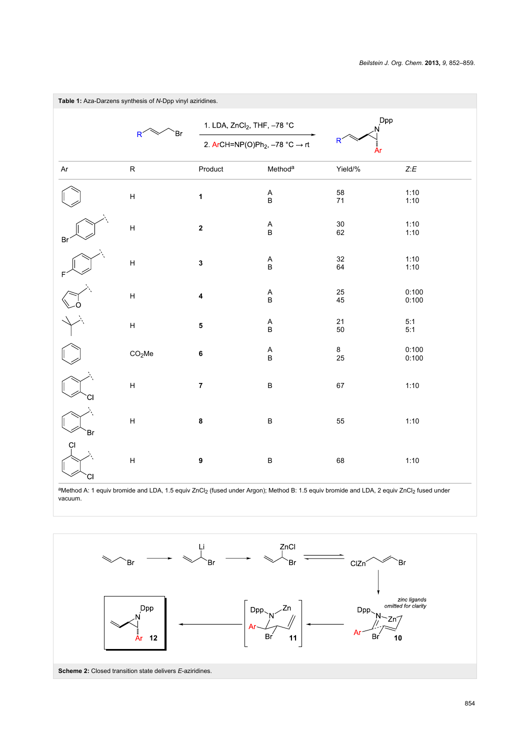**Table 1:** Aza-Darzens synthesis of *N*-Dpp vinyl aziridines.

1. LDA, $ZnCl_2$, THF, –78 °C
2. ArCH=NP(O)$Ph_2$, –78 °C → rt

| Ar | R | Product | Method[a] | Yield/% | Z:E |
|---|---|---|---|---|---|
| phenyl | H | **1** | A<br>B | 58<br>71 | 1:10<br>1:10 |
| 4-bromophenyl | H | **2** | A<br>B | 30<br>62 | 1:10<br>1:10 |
| 4-fluorophenyl | H | **3** | A<br>B | 32<br>64 | 1:10<br>1:10 |
| 2-furyl | H | **4** | A<br>B | 25<br>45 | 0:100<br>0:100 |
| *tert*-butyl | H | **5** | A<br>B | 21<br>50 | 5:1<br>5:1 |
| phenyl | $CO_2Me$ | **6** | A<br>B | 8<br>25 | 0:100<br>0:100 |
| 2-chlorophenyl | H | **7** | B | 67 | 1:10 |
| 2-bromophenyl | H | **8** | B | 55 | 1:10 |
| 2,6-dichlorophenyl | H | **9** | B | 68 | 1:10 |

[a]Method A: 1 equiv bromide and LDA, 1.5 equiv $ZnCl_2$ (fused under Argon); Method B: 1.5 equiv bromide and LDA, 2 equiv $ZnCl_2$ fused under vacuum.

**Scheme 2:** Closed transition state delivers *E*-aziridines.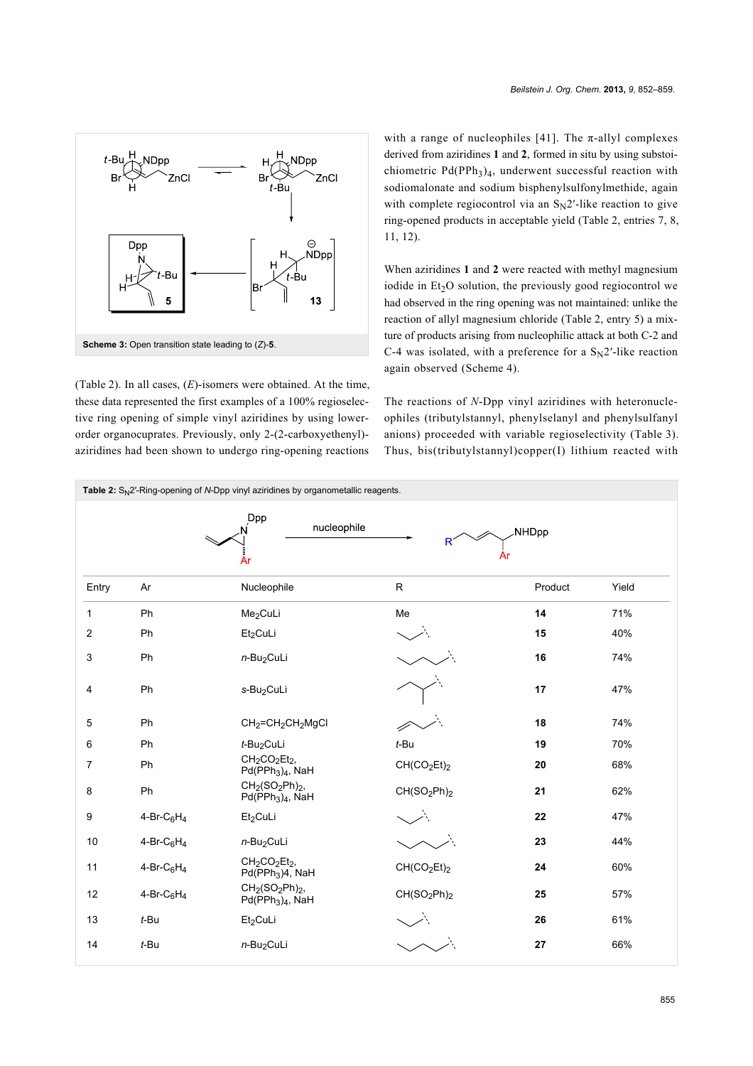Scheme 3: Open transition state leading to (Z)-5.

(Table 2). In all cases, (E)-isomers were obtained. At the time, these data represented the first examples of a 100% regioselective ring opening of simple vinyl aziridines by using lower-order organocuprates. Previously, only 2-(2-carboxyethenyl)-aziridines had been shown to undergo ring-opening reactions with a range of nucleophiles [41]. The π-allyl complexes derived from aziridines **1** and **2**, formed in situ by using substoichiometric $Pd(PPh_3)_4$, underwent successful reaction with sodiomalonate and sodium bisphenylsulfonylmethide, again with complete regiocontrol via an $S_N2'$-like reaction to give ring-opened products in acceptable yield (Table 2, entries 7, 8, 11, 12).

When aziridines **1** and **2** were reacted with methyl magnesium iodide in $Et_2O$ solution, the previously good regiocontrol we had observed in the ring opening was not maintained: unlike the reaction of allyl magnesium chloride (Table 2, entry 5) a mixture of products arising from nucleophilic attack at both C-2 and C-4 was isolated, with a preference for a $S_N2'$-like reaction again observed (Scheme 4).

The reactions of N-Dpp vinyl aziridines with heteronucleophiles (tributylstannyl, phenylselanyl and phenylsulfanyl anions) proceeded with variable regioselectivity (Table 3). Thus, bis(tributylstannyl)copper(I) lithium reacted with

**Table 2:** $S_N2'$-Ring-opening of N-Dpp vinyl aziridines by organometallic reagents.

| Entry | Ar | Nucleophile | R | Product | Yield |
|---|---|---|---|---|---|
| 1 | Ph | $Me_2CuLi$ | Me | **14** | 71% |
| 2 | Ph | $Et_2CuLi$ | Et | **15** | 40% |
| 3 | Ph | $n\text{-}Bu_2CuLi$ | n-Bu | **16** | 74% |
| 4 | Ph | $s\text{-}Bu_2CuLi$ | s-Bu | **17** | 47% |
| 5 | Ph | $CH_2=CH_2CH_2MgCl$ | allyl | **18** | 74% |
| 6 | Ph | $t\text{-}Bu_2CuLi$ | t-Bu | **19** | 70% |
| 7 | Ph | $CH_2CO_2Et_2$, $Pd(PPh_3)_4$, NaH | $CH(CO_2Et)_2$ | **20** | 68% |
| 8 | Ph | $CH_2(SO_2Ph)_2$, $Pd(PPh_3)_4$, NaH | $CH(SO_2Ph)_2$ | **21** | 62% |
| 9 | 4-Br-$C_6H_4$ | $Et_2CuLi$ | Et | **22** | 47% |
| 10 | 4-Br-$C_6H_4$ | $n\text{-}Bu_2CuLi$ | n-Bu | **23** | 44% |
| 11 | 4-Br-$C_6H_4$ | $CH_2CO_2Et_2$, $Pd(PPh_3)4$, NaH | $CH(CO_2Et)_2$ | **24** | 60% |
| 12 | 4-Br-$C_6H_4$ | $CH_2(SO_2Ph)_2$, $Pd(PPh_3)_4$, NaH | $CH(SO_2Ph)_2$ | **25** | 57% |
| 13 | t-Bu | $Et_2CuLi$ | Et | **26** | 61% |
| 14 | t-Bu | $n\text{-}Bu_2CuLi$ | n-Bu | **27** | 66% |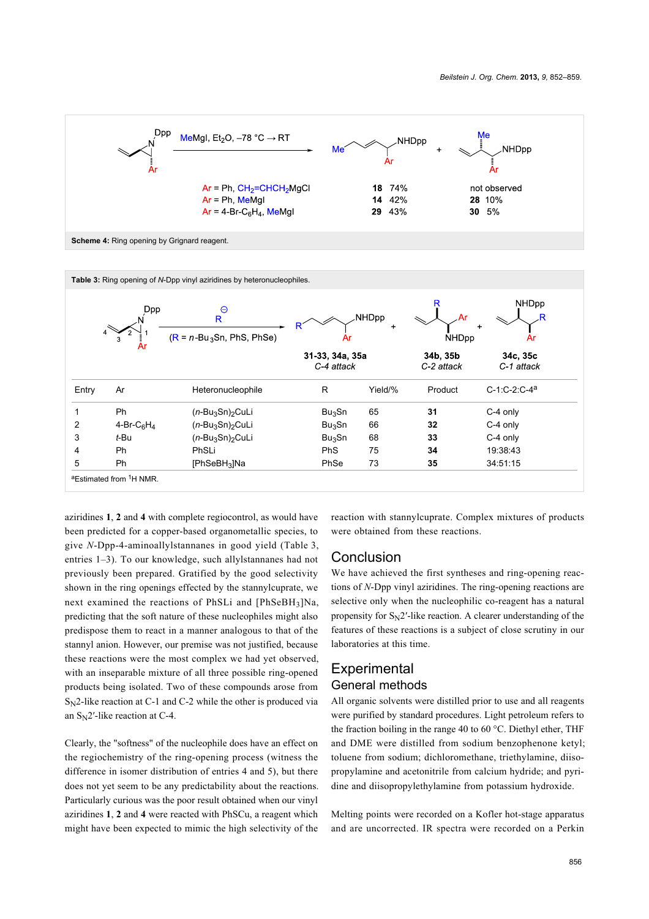Ar = Ph, $CH_2$=$CHCH_2$MgCl — **18** 74% — not observed

Ar = Ph, MeMgI — **14** 42% — **28** 10%

Ar = 4-Br-$C_6H_4$, MeMgI — **29** 43% — **30** 5%

**Scheme 4:** Ring opening by Grignard reagent.

**Table 3:** Ring opening of *N*-Dpp vinyl aziridines by heteronucleophiles.

(R = *n*-$Bu_3$Sn, PhS, PhSe)

**31-33, 34a, 35a** *C-4 attack* — **34b, 35b** *C-2 attack* — **34c, 35c** *C-1 attack*

| Entry | Ar | Heteronucleophile | R | Yield/% | Product | C-1:C-2:C-4[a] |
|---|---|---|---|---|---|---|
| 1 | Ph | $(n\text{-}Bu_3Sn)_2$CuLi | $Bu_3$Sn | 65 | **31** | C-4 only |
| 2 | 4-Br-$C_6H_4$ | $(n\text{-}Bu_3Sn)_2$CuLi | $Bu_3$Sn | 66 | **32** | C-4 only |
| 3 | *t*-Bu | $(n\text{-}Bu_3Sn)_2$CuLi | $Bu_3$Sn | 68 | **33** | C-4 only |
| 4 | Ph | PhSLi | PhS | 75 | **34** | 19:38:43 |
| 5 | Ph | $[PhSeBH_3]$Na | PhSe | 73 | **35** | 34:51:15 |

[a]Estimated from $^1$H NMR.

aziridines **1**, **2** and **4** with complete regiocontrol, as would have been predicted for a copper-based organometallic species, to give *N*-Dpp-4-aminoallylstannanes in good yield (Table 3, entries 1–3). To our knowledge, such allylstannanes had not previously been prepared. Gratified by the good selectivity shown in the ring openings effected by the stannylcuprate, we next examined the reactions of PhSLi and $[PhSeBH_3]$Na, predicting that the soft nature of these nucleophiles might also predispose them to react in a manner analogous to that of the stannyl anion. However, our premise was not justified, because these reactions were the most complex we had yet observed, with an inseparable mixture of all three possible ring-opened products being isolated. Two of these compounds arose from $S_N2$-like reaction at C-1 and C-2 while the other is produced via an $S_N2'$-like reaction at C-4.

Clearly, the "softness" of the nucleophile does have an effect on the regiochemistry of the ring-opening process (witness the difference in isomer distribution of entries 4 and 5), but there does not yet seem to be any predictability about the reactions. Particularly curious was the poor result obtained when our vinyl aziridines **1**, **2** and **4** were reacted with PhSCu, a reagent which might have been expected to mimic the high selectivity of the reaction with stannylcuprate. Complex mixtures of products were obtained from these reactions.

## Conclusion

We have achieved the first syntheses and ring-opening reactions of *N*-Dpp vinyl aziridines. The ring-opening reactions are selective only when the nucleophilic co-reagent has a natural propensity for $S_N2'$-like reaction. A clearer understanding of the features of these reactions is a subject of close scrutiny in our laboratories at this time.

## Experimental

### General methods

All organic solvents were distilled prior to use and all reagents were purified by standard procedures. Light petroleum refers to the fraction boiling in the range 40 to 60 °C. Diethyl ether, THF and DME were distilled from sodium benzophenone ketyl; toluene from sodium; dichloromethane, triethylamine, diisopropylamine and acetonitrile from calcium hydride; and pyridine and diisopropylethylamine from potassium hydroxide.

Melting points were recorded on a Kofler hot-stage apparatus and are uncorrected. IR spectra were recorded on a Perkin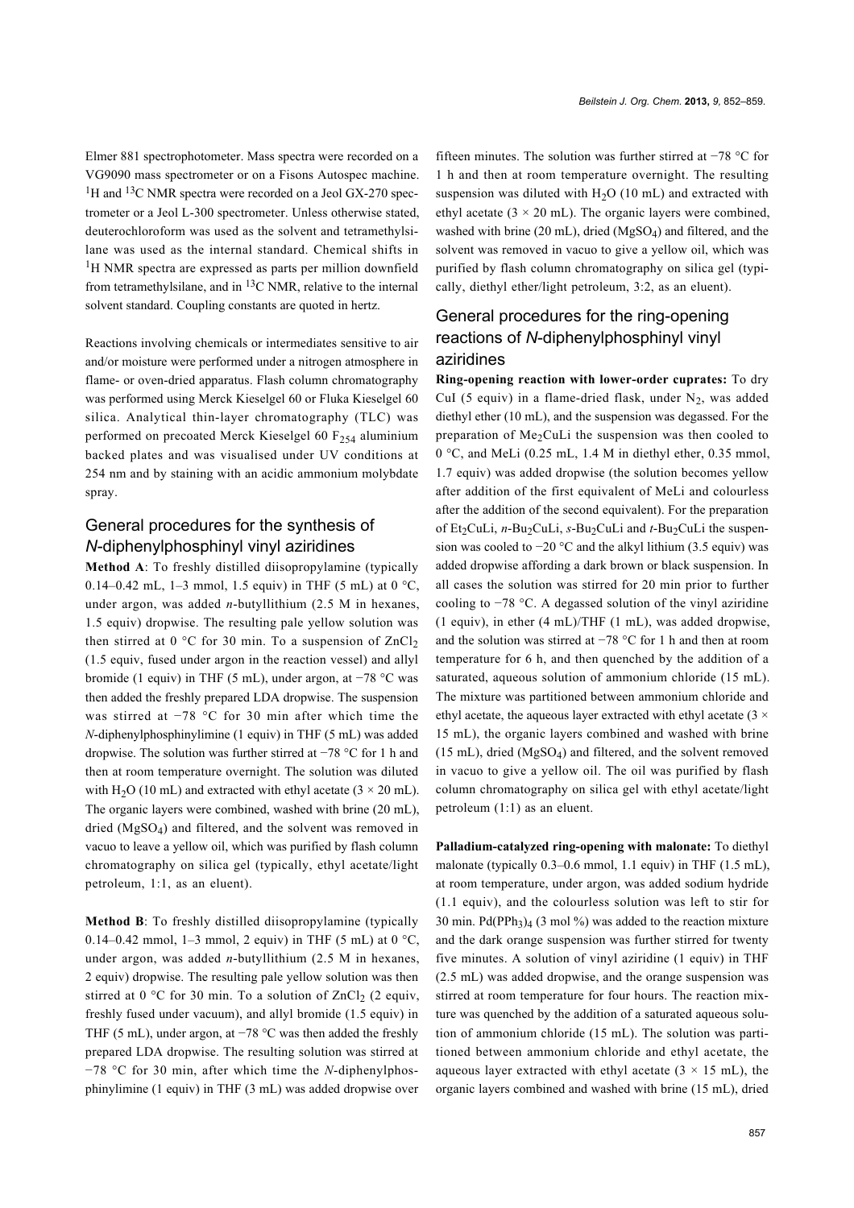Elmer 881 spectrophotometer. Mass spectra were recorded on a VG9090 mass spectrometer or on a Fisons Autospec machine. $^{1}H$ and $^{13}C$ NMR spectra were recorded on a Jeol GX-270 spectrometer or a Jeol L-300 spectrometer. Unless otherwise stated, deuterochloroform was used as the solvent and tetramethylsilane was used as the internal standard. Chemical shifts in $^{1}H$ NMR spectra are expressed as parts per million downfield from tetramethylsilane, and in $^{13}C$ NMR, relative to the internal solvent standard. Coupling constants are quoted in hertz.

Reactions involving chemicals or intermediates sensitive to air and/or moisture were performed under a nitrogen atmosphere in flame- or oven-dried apparatus. Flash column chromatography was performed using Merck Kieselgel 60 or Fluka Kieselgel 60 silica. Analytical thin-layer chromatography (TLC) was performed on precoated Merck Kieselgel 60 $F_{254}$ aluminium backed plates and was visualised under UV conditions at 254 nm and by staining with an acidic ammonium molybdate spray.

## General procedures for the synthesis of *N*-diphenylphosphinyl vinyl aziridines

**Method A**: To freshly distilled diisopropylamine (typically 0.14–0.42 mL, 1–3 mmol, 1.5 equiv) in THF (5 mL) at 0 °C, under argon, was added *n*-butyllithium (2.5 M in hexanes, 1.5 equiv) dropwise. The resulting pale yellow solution was then stirred at 0 °C for 30 min. To a suspension of $ZnCl_2$ (1.5 equiv, fused under argon in the reaction vessel) and allyl bromide (1 equiv) in THF (5 mL), under argon, at −78 °C was then added the freshly prepared LDA dropwise. The suspension was stirred at −78 °C for 30 min after which time the *N*-diphenylphosphinylimine (1 equiv) in THF (5 mL) was added dropwise. The solution was further stirred at −78 °C for 1 h and then at room temperature overnight. The solution was diluted with $H_2O$ (10 mL) and extracted with ethyl acetate (3 × 20 mL). The organic layers were combined, washed with brine (20 mL), dried ($MgSO_4$) and filtered, and the solvent was removed in vacuo to leave a yellow oil, which was purified by flash column chromatography on silica gel (typically, ethyl acetate/light petroleum, 1:1, as an eluent).

**Method B**: To freshly distilled diisopropylamine (typically 0.14–0.42 mmol, 1–3 mmol, 2 equiv) in THF (5 mL) at 0 °C, under argon, was added *n*-butyllithium (2.5 M in hexanes, 2 equiv) dropwise. The resulting pale yellow solution was then stirred at 0 °C for 30 min. To a solution of $ZnCl_2$ (2 equiv, freshly fused under vacuum), and allyl bromide (1.5 equiv) in THF (5 mL), under argon, at −78 °C was then added the freshly prepared LDA dropwise. The resulting solution was stirred at −78 °C for 30 min, after which time the *N*-diphenylphosphinylimine (1 equiv) in THF (3 mL) was added dropwise over fifteen minutes. The solution was further stirred at −78 °C for 1 h and then at room temperature overnight. The resulting suspension was diluted with $H_2O$ (10 mL) and extracted with ethyl acetate (3 × 20 mL). The organic layers were combined, washed with brine (20 mL), dried ($MgSO_4$) and filtered, and the solvent was removed in vacuo to give a yellow oil, which was purified by flash column chromatography on silica gel (typically, diethyl ether/light petroleum, 3:2, as an eluent).

## General procedures for the ring-opening reactions of *N*-diphenylphosphinyl vinyl aziridines

**Ring-opening reaction with lower-order cuprates:** To dry CuI (5 equiv) in a flame-dried flask, under $N_2$, was added diethyl ether (10 mL), and the suspension was degassed. For the preparation of $Me_2CuLi$ the suspension was then cooled to 0 °C, and MeLi (0.25 mL, 1.4 M in diethyl ether, 0.35 mmol, 1.7 equiv) was added dropwise (the solution becomes yellow after addition of the first equivalent of MeLi and colourless after the addition of the second equivalent). For the preparation of $Et_2CuLi$, *n*-$Bu_2CuLi$, *s*-$Bu_2CuLi$ and *t*-$Bu_2CuLi$ the suspension was cooled to −20 °C and the alkyl lithium (3.5 equiv) was added dropwise affording a dark brown or black suspension. In all cases the solution was stirred for 20 min prior to further cooling to −78 °C. A degassed solution of the vinyl aziridine (1 equiv), in ether (4 mL)/THF (1 mL), was added dropwise, and the solution was stirred at −78 °C for 1 h and then at room temperature for 6 h, and then quenched by the addition of a saturated, aqueous solution of ammonium chloride (15 mL). The mixture was partitioned between ammonium chloride and ethyl acetate, the aqueous layer extracted with ethyl acetate (3 × 15 mL), the organic layers combined and washed with brine (15 mL), dried ($MgSO_4$) and filtered, and the solvent removed in vacuo to give a yellow oil. The oil was purified by flash column chromatography on silica gel with ethyl acetate/light petroleum (1:1) as an eluent.

**Palladium-catalyzed ring-opening with malonate:** To diethyl malonate (typically 0.3–0.6 mmol, 1.1 equiv) in THF (1.5 mL), at room temperature, under argon, was added sodium hydride (1.1 equiv), and the colourless solution was left to stir for 30 min. $Pd(PPh_3)_4$ (3 mol %) was added to the reaction mixture and the dark orange suspension was further stirred for twenty five minutes. A solution of vinyl aziridine (1 equiv) in THF (2.5 mL) was added dropwise, and the orange suspension was stirred at room temperature for four hours. The reaction mixture was quenched by the addition of a saturated aqueous solution of ammonium chloride (15 mL). The solution was partitioned between ammonium chloride and ethyl acetate, the aqueous layer extracted with ethyl acetate (3 × 15 mL), the organic layers combined and washed with brine (15 mL), dried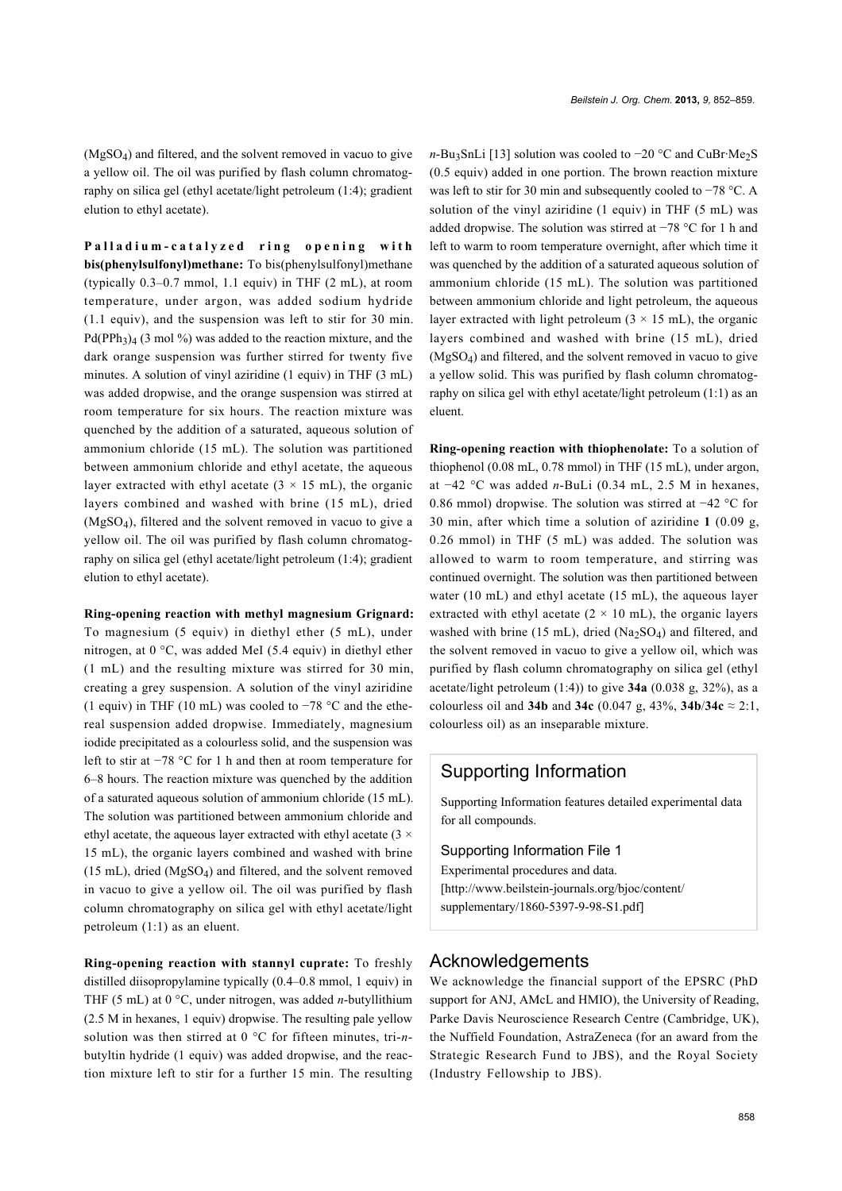($MgSO_4$) and filtered, and the solvent removed in vacuo to give a yellow oil. The oil was purified by flash column chromatography on silica gel (ethyl acetate/light petroleum (1:4); gradient elution to ethyl acetate).

**Palladium-catalyzed ring opening with bis(phenylsulfonyl)methane:** To bis(phenylsulfonyl)methane (typically 0.3–0.7 mmol, 1.1 equiv) in THF (2 mL), at room temperature, under argon, was added sodium hydride (1.1 equiv), and the suspension was left to stir for 30 min. $Pd(PPh_3)_4$ (3 mol %) was added to the reaction mixture, and the dark orange suspension was further stirred for twenty five minutes. A solution of vinyl aziridine (1 equiv) in THF (3 mL) was added dropwise, and the orange suspension was stirred at room temperature for six hours. The reaction mixture was quenched by the addition of a saturated, aqueous solution of ammonium chloride (15 mL). The solution was partitioned between ammonium chloride and ethyl acetate, the aqueous layer extracted with ethyl acetate (3 × 15 mL), the organic layers combined and washed with brine (15 mL), dried ($MgSO_4$), filtered and the solvent removed in vacuo to give a yellow oil. The oil was purified by flash column chromatography on silica gel (ethyl acetate/light petroleum (1:4); gradient elution to ethyl acetate).

**Ring-opening reaction with methyl magnesium Grignard:** To magnesium (5 equiv) in diethyl ether (5 mL), under nitrogen, at 0 °C, was added MeI (5.4 equiv) in diethyl ether (1 mL) and the resulting mixture was stirred for 30 min, creating a grey suspension. A solution of the vinyl aziridine (1 equiv) in THF (10 mL) was cooled to −78 °C and the ethereal suspension added dropwise. Immediately, magnesium iodide precipitated as a colourless solid, and the suspension was left to stir at −78 °C for 1 h and then at room temperature for 6–8 hours. The reaction mixture was quenched by the addition of a saturated aqueous solution of ammonium chloride (15 mL). The solution was partitioned between ammonium chloride and ethyl acetate, the aqueous layer extracted with ethyl acetate (3 × 15 mL), the organic layers combined and washed with brine (15 mL), dried ($MgSO_4$) and filtered, and the solvent removed in vacuo to give a yellow oil. The oil was purified by flash column chromatography on silica gel with ethyl acetate/light petroleum (1:1) as an eluent.

**Ring-opening reaction with stannyl cuprate:** To freshly distilled diisopropylamine typically (0.4–0.8 mmol, 1 equiv) in THF (5 mL) at 0 °C, under nitrogen, was added *n*-butyllithium (2.5 M in hexanes, 1 equiv) dropwise. The resulting pale yellow solution was then stirred at 0 °C for fifteen minutes, tri-*n*-butyltin hydride (1 equiv) was added dropwise, and the reaction mixture left to stir for a further 15 min. The resulting *n*-$Bu_3SnLi$ [13] solution was cooled to −20 °C and $CuBr{\cdot}Me_2S$ (0.5 equiv) added in one portion. The brown reaction mixture was left to stir for 30 min and subsequently cooled to −78 °C. A solution of the vinyl aziridine (1 equiv) in THF (5 mL) was added dropwise. The solution was stirred at −78 °C for 1 h and left to warm to room temperature overnight, after which time it was quenched by the addition of a saturated aqueous solution of ammonium chloride (15 mL). The solution was partitioned between ammonium chloride and light petroleum, the aqueous layer extracted with light petroleum (3 × 15 mL), the organic layers combined and washed with brine (15 mL), dried ($MgSO_4$) and filtered, and the solvent removed in vacuo to give a yellow solid. This was purified by flash column chromatography on silica gel with ethyl acetate/light petroleum (1:1) as an eluent.

**Ring-opening reaction with thiophenolate:** To a solution of thiophenol (0.08 mL, 0.78 mmol) in THF (15 mL), under argon, at −42 °C was added *n*-BuLi (0.34 mL, 2.5 M in hexanes, 0.86 mmol) dropwise. The solution was stirred at −42 °C for 30 min, after which time a solution of aziridine **1** (0.09 g, 0.26 mmol) in THF (5 mL) was added. The solution was allowed to warm to room temperature, and stirring was continued overnight. The solution was then partitioned between water (10 mL) and ethyl acetate (15 mL), the aqueous layer extracted with ethyl acetate (2 × 10 mL), the organic layers washed with brine (15 mL), dried ($Na_2SO_4$) and filtered, and the solvent removed in vacuo to give a yellow oil, which was purified by flash column chromatography on silica gel (ethyl acetate/light petroleum (1:4)) to give **34a** (0.038 g, 32%), as a colourless oil and **34b** and **34c** (0.047 g, 43%, **34b**/**34c** ≈ 2:1, colourless oil) as an inseparable mixture.

## Supporting Information

Supporting Information features detailed experimental data for all compounds.

### Supporting Information File 1

Experimental procedures and data.
[http://www.beilstein-journals.org/bjoc/content/supplementary/1860-5397-9-98-S1.pdf]

## Acknowledgements

We acknowledge the financial support of the EPSRC (PhD support for ANJ, AMcL and HMIO), the University of Reading, Parke Davis Neuroscience Research Centre (Cambridge, UK), the Nuffield Foundation, AstraZeneca (for an award from the Strategic Research Fund to JBS), and the Royal Society (Industry Fellowship to JBS).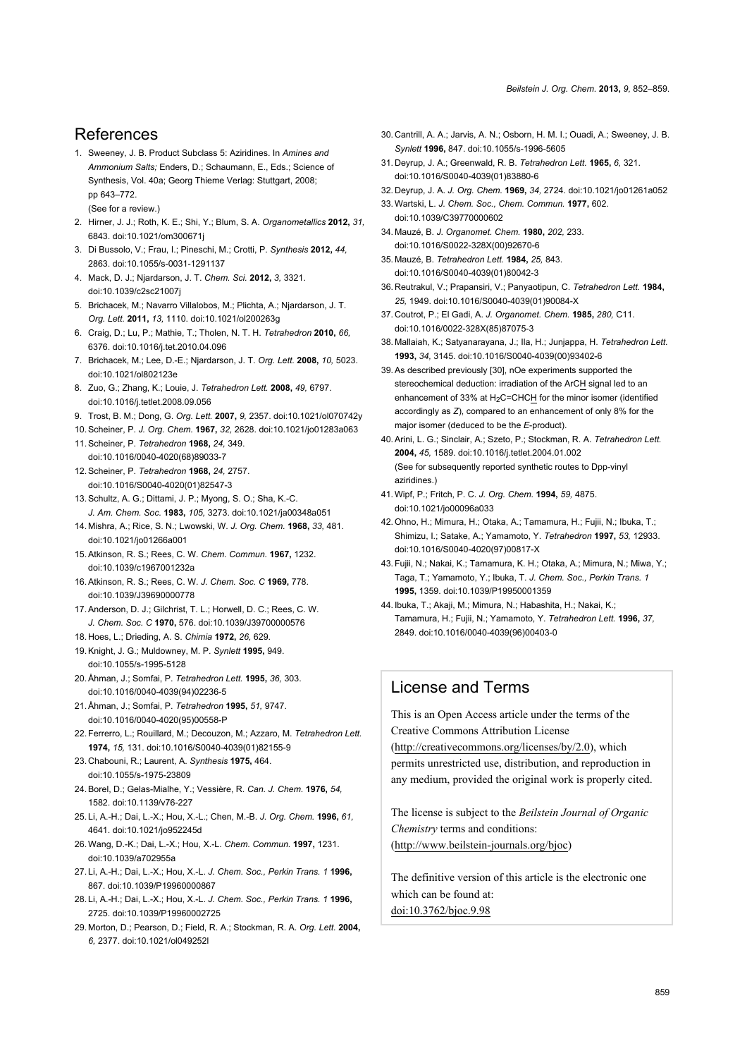## References

1. Sweeney, J. B. Product Subclass 5: Aziridines. In *Amines and Ammonium Salts;* Enders, D.; Schaumann, E., Eds.; Science of Synthesis, Vol. 40a; Georg Thieme Verlag: Stuttgart, 2008; pp 643–772.
   (See for a review.)
2. Hirner, J. J.; Roth, K. E.; Shi, Y.; Blum, S. A. *Organometallics* **2012,** *31,* 6843. doi:10.1021/om300671j
3. Di Bussolo, V.; Frau, I.; Pineschi, M.; Crotti, P. *Synthesis* **2012,** *44,* 2863. doi:10.1055/s-0031-1291137
4. Mack, D. J.; Njardarson, J. T. *Chem. Sci.* **2012,** *3,* 3321. doi:10.1039/c2sc21007j
5. Brichacek, M.; Navarro Villalobos, M.; Plichta, A.; Njardarson, J. T. *Org. Lett.* **2011,** *13,* 1110. doi:10.1021/ol200263g
6. Craig, D.; Lu, P.; Mathie, T.; Tholen, N. T. H. *Tetrahedron* **2010,** *66,* 6376. doi:10.1016/j.tet.2010.04.096
7. Brichacek, M.; Lee, D.-E.; Njardarson, J. T. *Org. Lett.* **2008,** *10,* 5023. doi:10.1021/ol802123e
8. Zuo, G.; Zhang, K.; Louie, J. *Tetrahedron Lett.* **2008,** *49,* 6797. doi:10.1016/j.tetlet.2008.09.056
9. Trost, B. M.; Dong, G. *Org. Lett.* **2007,** *9,* 2357. doi:10.1021/ol070742y
10. Scheiner, P. *J. Org. Chem.* **1967,** *32,* 2628. doi:10.1021/jo01283a063
11. Scheiner, P. *Tetrahedron* **1968,** *24,* 349. doi:10.1016/0040-4020(68)89033-7
12. Scheiner, P. *Tetrahedron* **1968,** *24,* 2757. doi:10.1016/S0040-4020(01)82547-3
13. Schultz, A. G.; Dittami, J. P.; Myong, S. O.; Sha, K.-C. *J. Am. Chem. Soc.* **1983,** *105,* 3273. doi:10.1021/ja00348a051
14. Mishra, A.; Rice, S. N.; Lwowski, W. *J. Org. Chem.* **1968,** *33,* 481. doi:10.1021/jo01266a001
15. Atkinson, R. S.; Rees, C. W. *Chem. Commun.* **1967,** 1232. doi:10.1039/c1967001232a
16. Atkinson, R. S.; Rees, C. W. *J. Chem. Soc. C* **1969,** 778. doi:10.1039/J39690000778
17. Anderson, D. J.; Gilchrist, T. L.; Horwell, D. C.; Rees, C. W. *J. Chem. Soc. C* **1970,** 576. doi:10.1039/J39700000576
18. Hoes, L.; Drieding, A. S. *Chimia* **1972,** *26,* 629.
19. Knight, J. G.; Muldowney, M. P. *Synlett* **1995,** 949. doi:10.1055/s-1995-5128
20. Åhman, J.; Somfai, P. *Tetrahedron Lett.* **1995,** *36,* 303. doi:10.1016/0040-4039(94)02236-5
21. Åhman, J.; Somfai, P. *Tetrahedron* **1995,** *51,* 9747. doi:10.1016/0040-4020(95)00558-P
22. Ferrerro, L.; Rouillard, M.; Decouzon, M.; Azzaro, M. *Tetrahedron Lett.* **1974,** *15,* 131. doi:10.1016/S0040-4039(01)82155-9
23. Chabouni, R.; Laurent, A. *Synthesis* **1975,** 464. doi:10.1055/s-1975-23809
24. Borel, D.; Gelas-Mialhe, Y.; Vessière, R. *Can. J. Chem.* **1976,** *54,* 1582. doi:10.1139/v76-227
25. Li, A.-H.; Dai, L.-X.; Hou, X.-L.; Chen, M.-B. *J. Org. Chem.* **1996,** *61,* 4641. doi:10.1021/jo952245d
26. Wang, D.-K.; Dai, L.-X.; Hou, X.-L. *Chem. Commun.* **1997,** 1231. doi:10.1039/a702955a
27. Li, A.-H.; Dai, L.-X.; Hou, X.-L. *J. Chem. Soc., Perkin Trans. 1* **1996,** 867. doi:10.1039/P19960000867
28. Li, A.-H.; Dai, L.-X.; Hou, X.-L. *J. Chem. Soc., Perkin Trans. 1* **1996,** 2725. doi:10.1039/P19960002725
29. Morton, D.; Pearson, D.; Field, R. A.; Stockman, R. A. *Org. Lett.* **2004,** *6,* 2377. doi:10.1021/ol049252l
30. Cantrill, A. A.; Jarvis, A. N.; Osborn, H. M. I.; Ouadi, A.; Sweeney, J. B. *Synlett* **1996,** 847. doi:10.1055/s-1996-5605
31. Deyrup, J. A.; Greenwald, R. B. *Tetrahedron Lett.* **1965,** *6,* 321. doi:10.1016/S0040-4039(01)83880-6
32. Deyrup, J. A. *J. Org. Chem.* **1969,** *34,* 2724. doi:10.1021/jo01261a052
33. Wartski, L. *J. Chem. Soc., Chem. Commun.* **1977,** 602. doi:10.1039/C39770000602
34. Mauzé, B. *J. Organomet. Chem.* **1980,** *202,* 233. doi:10.1016/S0022-328X(00)92670-6
35. Mauzé, B. *Tetrahedron Lett.* **1984,** *25,* 843. doi:10.1016/S0040-4039(01)80042-3
36. Reutrakul, V.; Prapansiri, V.; Panyaotipun, C. *Tetrahedron Lett.* **1984,** *25,* 1949. doi:10.1016/S0040-4039(01)90084-X
37. Coutrot, P.; El Gadi, A. *J. Organomet. Chem.* **1985,** *280,* C11. doi:10.1016/0022-328X(85)87075-3
38. Mallaiah, K.; Satyanarayana, J.; Ila, H.; Junjappa, H. *Tetrahedron Lett.* **1993,** *34,* 3145. doi:10.1016/S0040-4039(00)93402-6
39. As described previously [30], nOe experiments supported the stereochemical deduction: irradiation of the ArCH signal led to an enhancement of 33% at $H_2C$=CHCH for the minor isomer (identified accordingly as *Z*), compared to an enhancement of only 8% for the major isomer (deduced to be the *E*-product).
40. Arini, L. G.; Sinclair, A.; Szeto, P.; Stockman, R. A. *Tetrahedron Lett.* **2004,** *45,* 1589. doi:10.1016/j.tetlet.2004.01.002
    (See for subsequently reported synthetic routes to Dpp-vinyl aziridines.)
41. Wipf, P.; Fritch, P. C. *J. Org. Chem.* **1994,** *59,* 4875. doi:10.1021/jo00096a033
42. Ohno, H.; Mimura, H.; Otaka, A.; Tamamura, H.; Fujii, N.; Ibuka, T.; Shimizu, I.; Satake, A.; Yamamoto, Y. *Tetrahedron* **1997,** *53,* 12933. doi:10.1016/S0040-4020(97)00817-X
43. Fujii, N.; Nakai, K.; Tamamura, K. H.; Otaka, A.; Mimura, N.; Miwa, Y.; Taga, T.; Yamamoto, Y.; Ibuka, T. *J. Chem. Soc., Perkin Trans. 1* **1995,** 1359. doi:10.1039/P19950001359
44. Ibuka, T.; Akaji, M.; Mimura, N.; Habashita, H.; Nakai, K.; Tamamura, H.; Fujii, N.; Yamamoto, Y. *Tetrahedron Lett.* **1996,** *37,* 2849. doi:10.1016/0040-4039(96)00403-0

## License and Terms

This is an Open Access article under the terms of the Creative Commons Attribution License (http://creativecommons.org/licenses/by/2.0), which permits unrestricted use, distribution, and reproduction in any medium, provided the original work is properly cited.

The license is subject to the *Beilstein Journal of Organic Chemistry* terms and conditions: (http://www.beilstein-journals.org/bjoc)

The definitive version of this article is the electronic one which can be found at:
doi:10.3762/bjoc.9.98